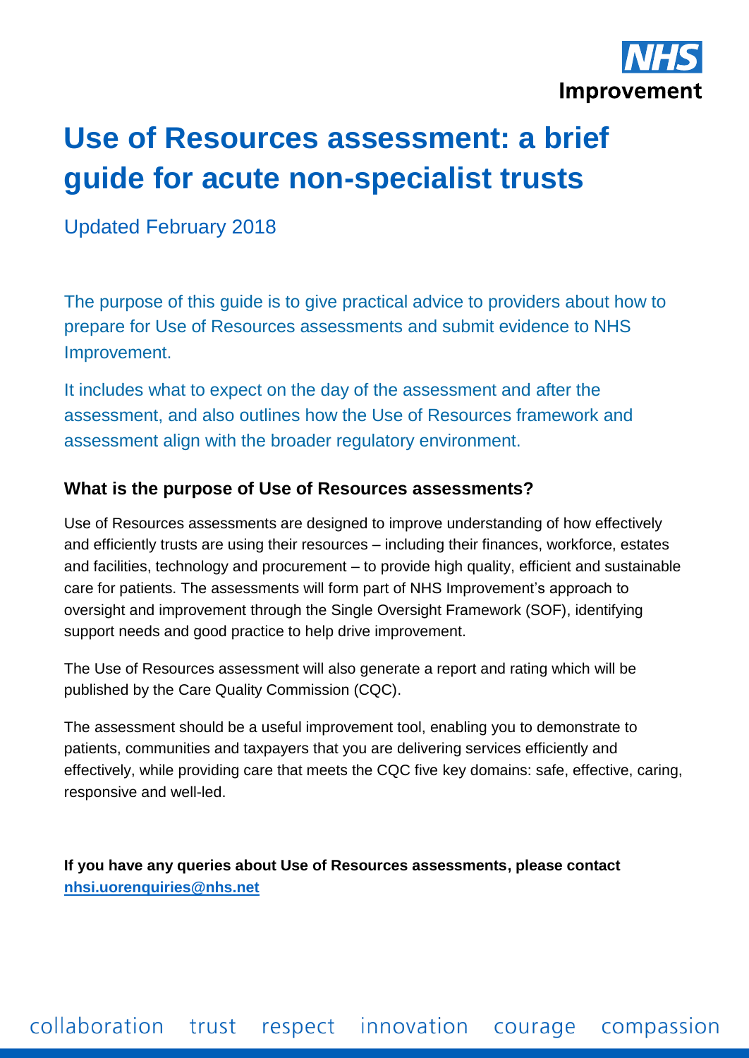NHS Improvement

# Use of Resources assessment: a brief guide for acute non-specialist trusts

Updated February 2018

The purpose of this guide is to give practical advice to providers about how to prepare for Use of Resources assessments and submit evidence to NHS Improvement.

It includes what to expect on the day of the assessment and after the assessment, and also outlines how the Use of Resources framework and assessment align with the broader regulatory environment.

### What is the purpose of Use of Resources assessments?

Use of Resources assessments are designed to improve understanding of how effectively and efficiently trusts are using their resources – including their finances, workforce, estates and facilities, technology and procurement – to provide high quality, efficient and sustainable care for patients. The assessments will form part of NHS Improvement's approach to oversight and improvement through the Single Oversight Framework (SOF), identifying support needs and good practice to help drive improvement.

The Use of Resources assessment will also generate a report and rating which will be published by the Care Quality Commission (CQC).

The assessment should be a useful improvement tool, enabling you to demonstrate to patients, communities and taxpayers that you are delivering services efficiently and effectively, while providing care that meets the CQC five key domains: safe, effective, caring, responsive and well-led.

**If you have any queries about Use of Resources assessments, please contact [nhsi.uorenquiries@nhs.net](mailto:nhsi.uorenquiries@nhs.net)**

collaboration trust respect innovation courage compassion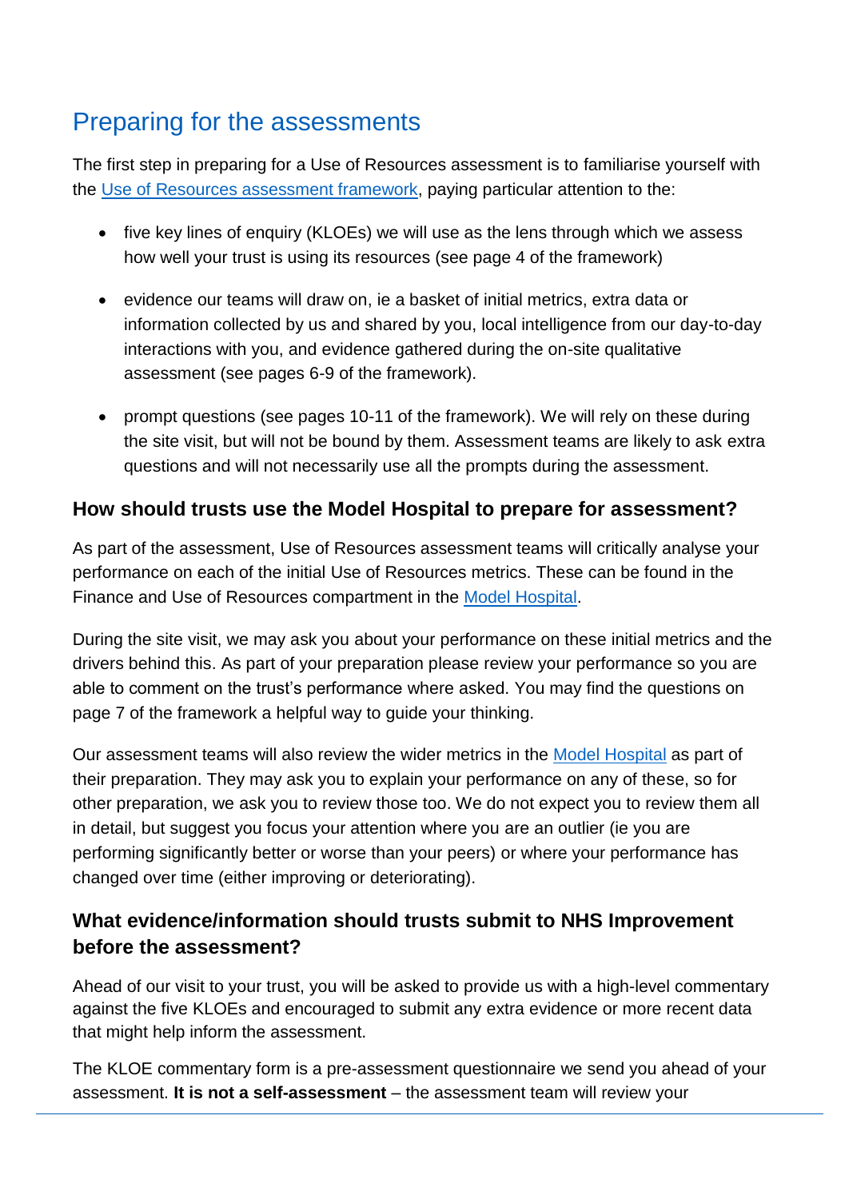## Preparing for the assessments

The first step in preparing for a Use of Resources assessment is to familiarise yourself with the [Use of Resources assessment framework](), paying particular attention to the:

- five key lines of enquiry (KLOEs) we will use as the lens through which we assess how well your trust is using its resources (see page 4 of the framework)
- evidence our teams will draw on, ie a basket of initial metrics, extra data or information collected by us and shared by you, local intelligence from our day-to-day interactions with you, and evidence gathered during the on-site qualitative assessment (see pages 6-9 of the framework).
- prompt questions (see pages 10-11 of the framework). We will rely on these during the site visit, but will not be bound by them. Assessment teams are likely to ask extra questions and will not necessarily use all the prompts during the assessment.

### How should trusts use the Model Hospital to prepare for assessment?

As part of the assessment, Use of Resources assessment teams will critically analyse your performance on each of the initial Use of Resources metrics. These can be found in the Finance and Use of Resources compartment in the [Model Hospital]().

During the site visit, we may ask you about your performance on these initial metrics and the drivers behind this. As part of your preparation please review your performance so you are able to comment on the trust's performance where asked. You may find the questions on page 7 of the framework a helpful way to guide your thinking.

Our assessment teams will also review the wider metrics in the [Model Hospital]() as part of their preparation. They may ask you to explain your performance on any of these, so for other preparation, we ask you to review those too. We do not expect you to review them all in detail, but suggest you focus your attention where you are an outlier (ie you are performing significantly better or worse than your peers) or where your performance has changed over time (either improving or deteriorating).

### What evidence/information should trusts submit to NHS Improvement before the assessment?

Ahead of our visit to your trust, you will be asked to provide us with a high-level commentary against the five KLOEs and encouraged to submit any extra evidence or more recent data that might help inform the assessment.

The KLOE commentary form is a pre-assessment questionnaire we send you ahead of your assessment. **It is not a self-assessment** – the assessment team will review your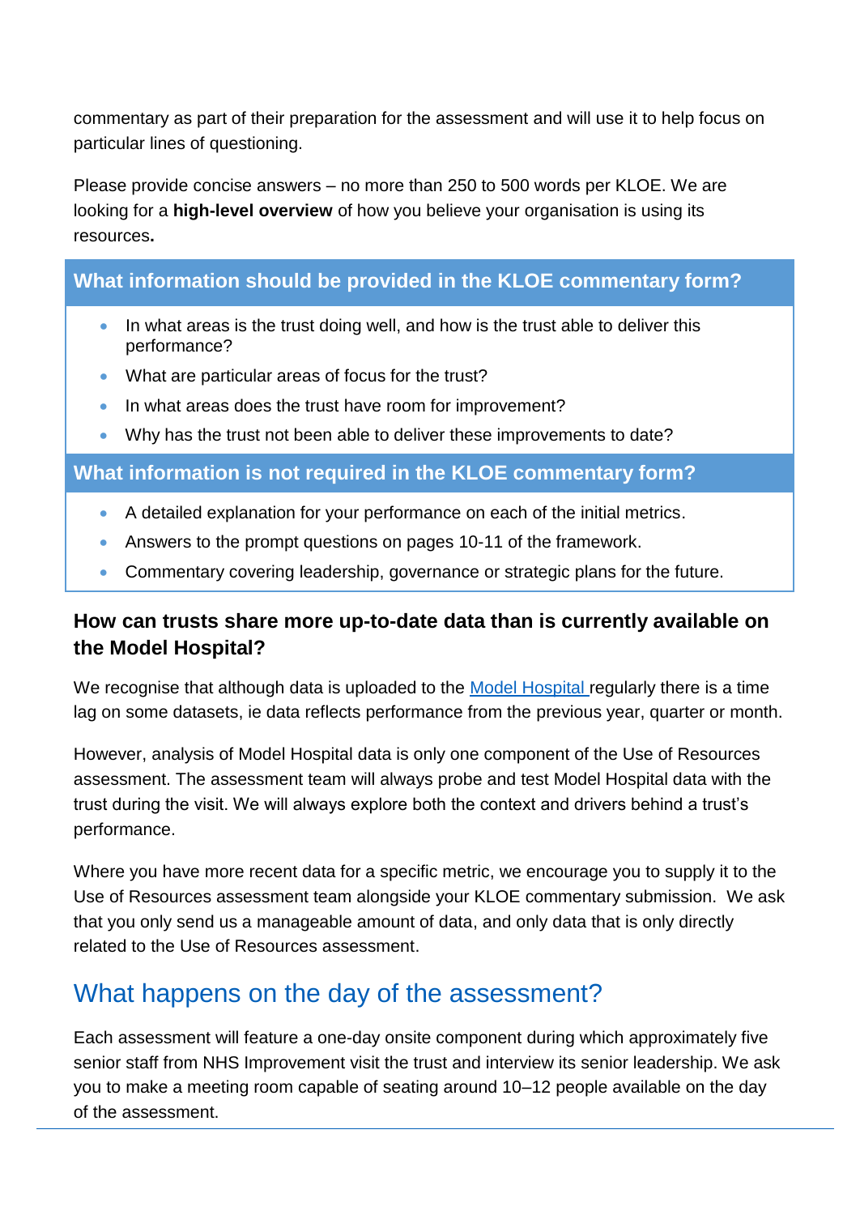commentary as part of their preparation for the assessment and will use it to help focus on particular lines of questioning.

Please provide concise answers – no more than 250 to 500 words per KLOE. We are looking for a **high-level overview** of how you believe your organisation is using its resources**.**

### What information should be provided in the KLOE commentary form?

- In what areas is the trust doing well, and how is the trust able to deliver this performance?
- What are particular areas of focus for the trust?
- In what areas does the trust have room for improvement?
- Why has the trust not been able to deliver these improvements to date?

### What information is not required in the KLOE commentary form?

- A detailed explanation for your performance on each of the initial metrics.
- Answers to the prompt questions on pages 10-11 of the framework.
- Commentary covering leadership, governance or strategic plans for the future.

### How can trusts share more up-to-date data than is currently available on the Model Hospital?

We recognise that although data is uploaded to the Model Hospital regularly there is a time lag on some datasets, ie data reflects performance from the previous year, quarter or month.

However, analysis of Model Hospital data is only one component of the Use of Resources assessment. The assessment team will always probe and test Model Hospital data with the trust during the visit. We will always explore both the context and drivers behind a trust's performance.

Where you have more recent data for a specific metric, we encourage you to supply it to the Use of Resources assessment team alongside your KLOE commentary submission. We ask that you only send us a manageable amount of data, and only data that is only directly related to the Use of Resources assessment.

## What happens on the day of the assessment?

Each assessment will feature a one-day onsite component during which approximately five senior staff from NHS Improvement visit the trust and interview its senior leadership. We ask you to make a meeting room capable of seating around 10–12 people available on the day of the assessment.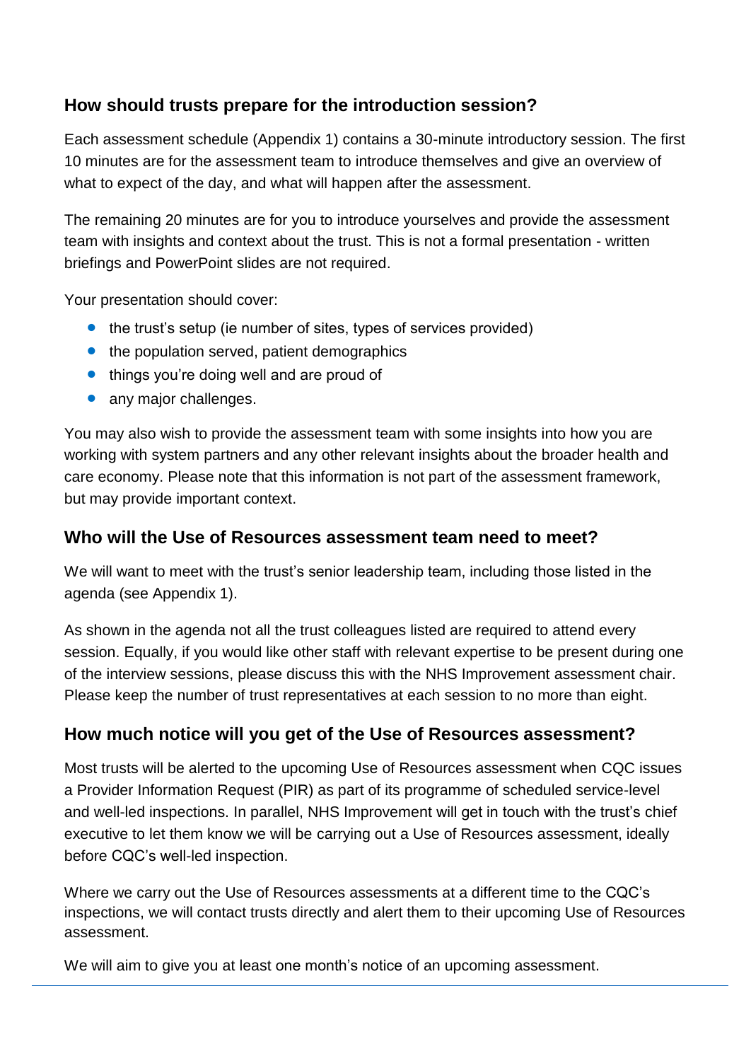## How should trusts prepare for the introduction session?

Each assessment schedule (Appendix 1) contains a 30-minute introductory session. The first 10 minutes are for the assessment team to introduce themselves and give an overview of what to expect of the day, and what will happen after the assessment.

The remaining 20 minutes are for you to introduce yourselves and provide the assessment team with insights and context about the trust. This is not a formal presentation - written briefings and PowerPoint slides are not required.

Your presentation should cover:

- the trust's setup (ie number of sites, types of services provided)
- the population served, patient demographics
- things you're doing well and are proud of
- any major challenges.

You may also wish to provide the assessment team with some insights into how you are working with system partners and any other relevant insights about the broader health and care economy. Please note that this information is not part of the assessment framework, but may provide important context.

## Who will the Use of Resources assessment team need to meet?

We will want to meet with the trust's senior leadership team, including those listed in the agenda (see Appendix 1).

As shown in the agenda not all the trust colleagues listed are required to attend every session. Equally, if you would like other staff with relevant expertise to be present during one of the interview sessions, please discuss this with the NHS Improvement assessment chair. Please keep the number of trust representatives at each session to no more than eight.

## How much notice will you get of the Use of Resources assessment?

Most trusts will be alerted to the upcoming Use of Resources assessment when CQC issues a Provider Information Request (PIR) as part of its programme of scheduled service-level and well-led inspections. In parallel, NHS Improvement will get in touch with the trust's chief executive to let them know we will be carrying out a Use of Resources assessment, ideally before CQC's well-led inspection.

Where we carry out the Use of Resources assessments at a different time to the CQC's inspections, we will contact trusts directly and alert them to their upcoming Use of Resources assessment.

We will aim to give you at least one month's notice of an upcoming assessment.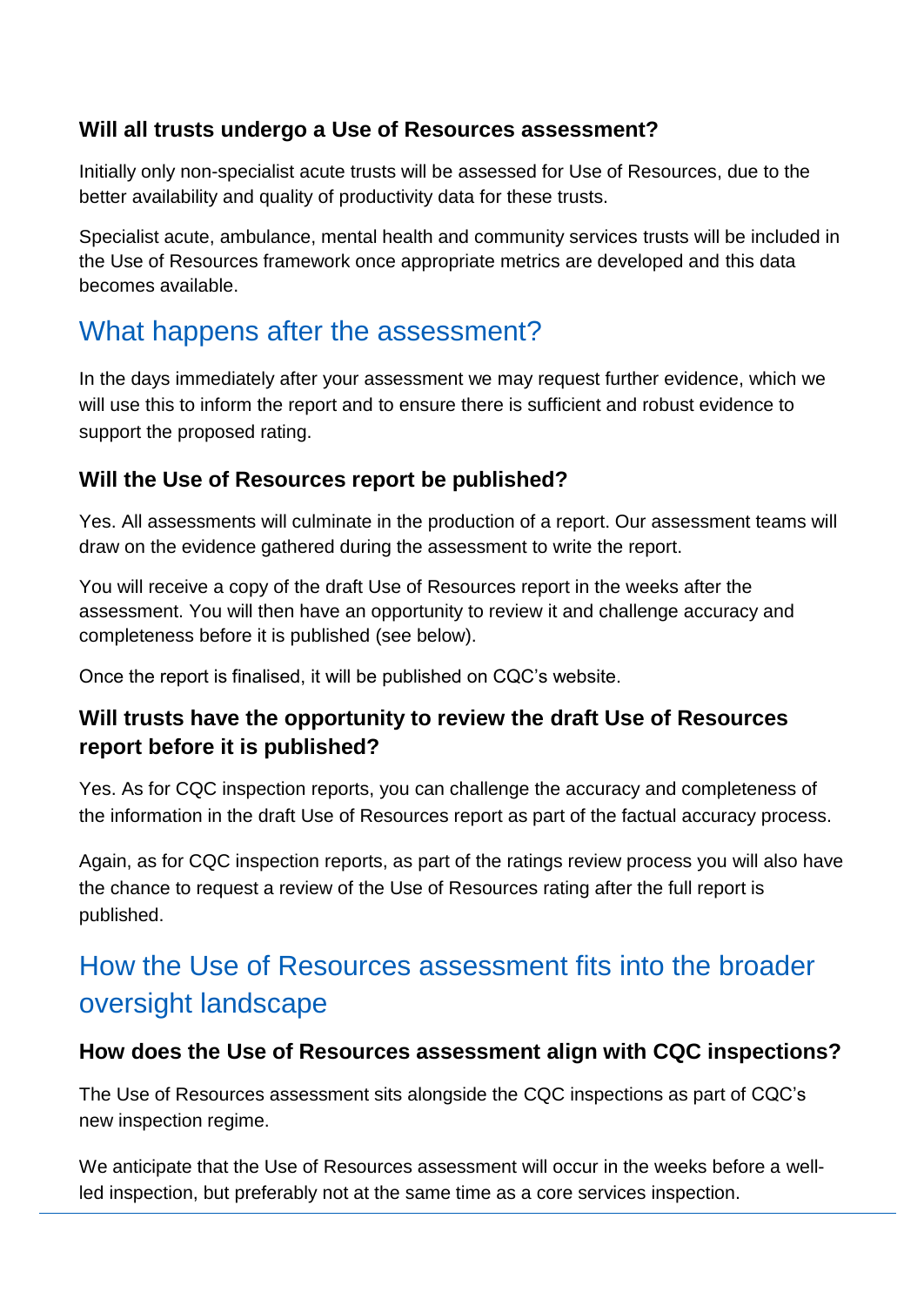### Will all trusts undergo a Use of Resources assessment?

Initially only non-specialist acute trusts will be assessed for Use of Resources, due to the better availability and quality of productivity data for these trusts.

Specialist acute, ambulance, mental health and community services trusts will be included in the Use of Resources framework once appropriate metrics are developed and this data becomes available.

## What happens after the assessment?

In the days immediately after your assessment we may request further evidence, which we will use this to inform the report and to ensure there is sufficient and robust evidence to support the proposed rating.

### Will the Use of Resources report be published?

Yes. All assessments will culminate in the production of a report. Our assessment teams will draw on the evidence gathered during the assessment to write the report.

You will receive a copy of the draft Use of Resources report in the weeks after the assessment. You will then have an opportunity to review it and challenge accuracy and completeness before it is published (see below).

Once the report is finalised, it will be published on CQC's website.

### Will trusts have the opportunity to review the draft Use of Resources report before it is published?

Yes. As for CQC inspection reports, you can challenge the accuracy and completeness of the information in the draft Use of Resources report as part of the factual accuracy process.

Again, as for CQC inspection reports, as part of the ratings review process you will also have the chance to request a review of the Use of Resources rating after the full report is published.

## How the Use of Resources assessment fits into the broader oversight landscape

### How does the Use of Resources assessment align with CQC inspections?

The Use of Resources assessment sits alongside the CQC inspections as part of CQC's new inspection regime.

We anticipate that the Use of Resources assessment will occur in the weeks before a well-led inspection, but preferably not at the same time as a core services inspection.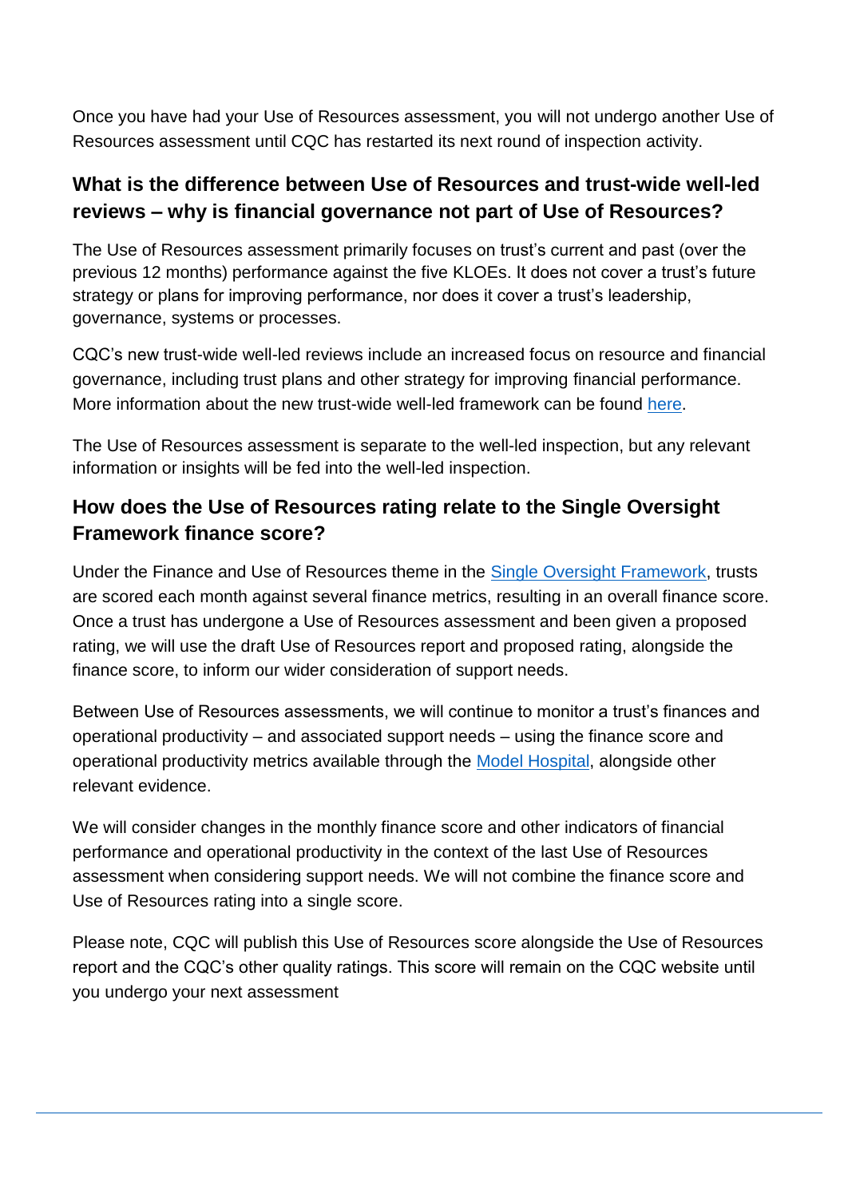Once you have had your Use of Resources assessment, you will not undergo another Use of Resources assessment until CQC has restarted its next round of inspection activity.

### What is the difference between Use of Resources and trust-wide well-led reviews – why is financial governance not part of Use of Resources?

The Use of Resources assessment primarily focuses on trust's current and past (over the previous 12 months) performance against the five KLOEs. It does not cover a trust's future strategy or plans for improving performance, nor does it cover a trust's leadership, governance, systems or processes.

CQC's new trust-wide well-led reviews include an increased focus on resource and financial governance, including trust plans and other strategy for improving financial performance. More information about the new trust-wide well-led framework can be found here.

The Use of Resources assessment is separate to the well-led inspection, but any relevant information or insights will be fed into the well-led inspection.

### How does the Use of Resources rating relate to the Single Oversight Framework finance score?

Under the Finance and Use of Resources theme in the Single Oversight Framework, trusts are scored each month against several finance metrics, resulting in an overall finance score. Once a trust has undergone a Use of Resources assessment and been given a proposed rating, we will use the draft Use of Resources report and proposed rating, alongside the finance score, to inform our wider consideration of support needs.

Between Use of Resources assessments, we will continue to monitor a trust's finances and operational productivity – and associated support needs – using the finance score and operational productivity metrics available through the Model Hospital, alongside other relevant evidence.

We will consider changes in the monthly finance score and other indicators of financial performance and operational productivity in the context of the last Use of Resources assessment when considering support needs. We will not combine the finance score and Use of Resources rating into a single score.

Please note, CQC will publish this Use of Resources score alongside the Use of Resources report and the CQC's other quality ratings. This score will remain on the CQC website until you undergo your next assessment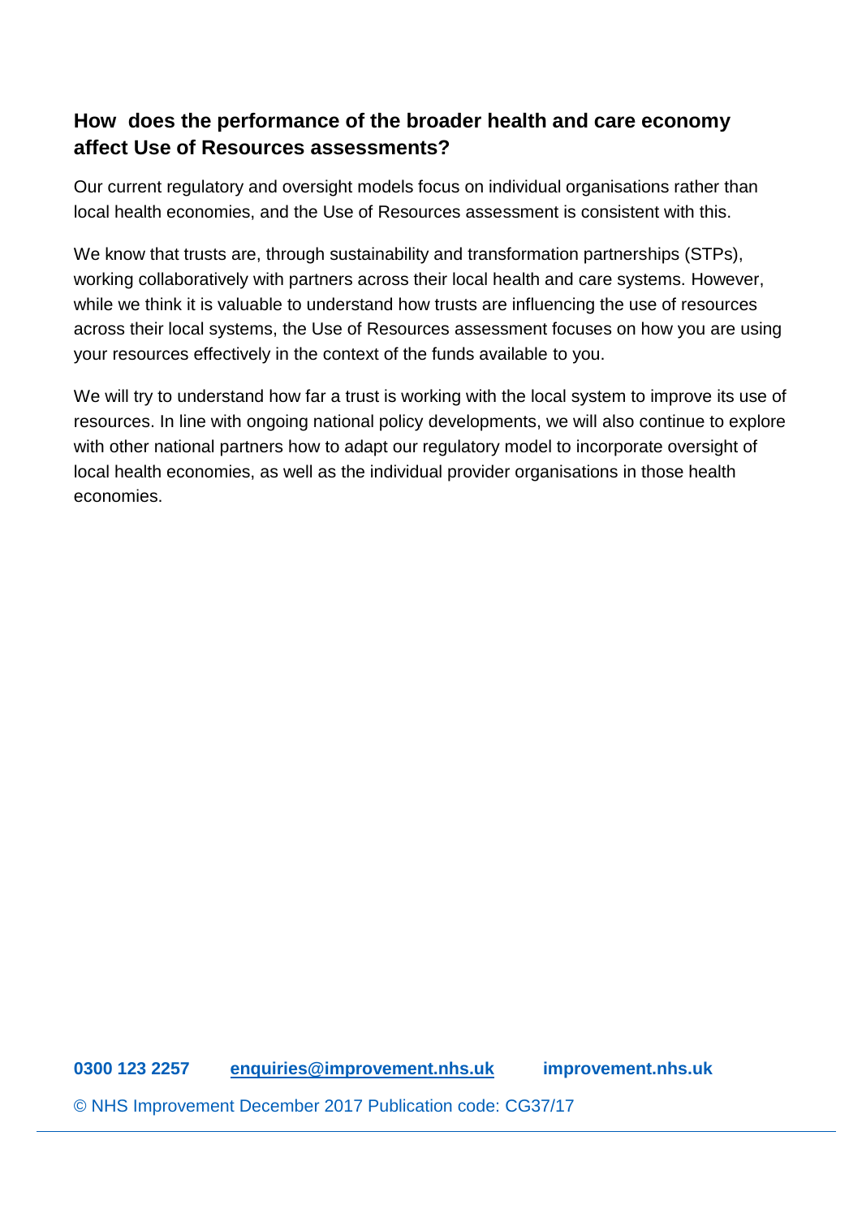## How does the performance of the broader health and care economy affect Use of Resources assessments?

Our current regulatory and oversight models focus on individual organisations rather than local health economies, and the Use of Resources assessment is consistent with this.

We know that trusts are, through sustainability and transformation partnerships (STPs), working collaboratively with partners across their local health and care systems. However, while we think it is valuable to understand how trusts are influencing the use of resources across their local systems, the Use of Resources assessment focuses on how you are using your resources effectively in the context of the funds available to you.

We will try to understand how far a trust is working with the local system to improve its use of resources. In line with ongoing national policy developments, we will also continue to explore with other national partners how to adapt our regulatory model to incorporate oversight of local health economies, as well as the individual provider organisations in those health economies.

**0300 123 2257** **enquiries@improvement.nhs.uk** **improvement.nhs.uk**

© NHS Improvement December 2017 Publication code: CG37/17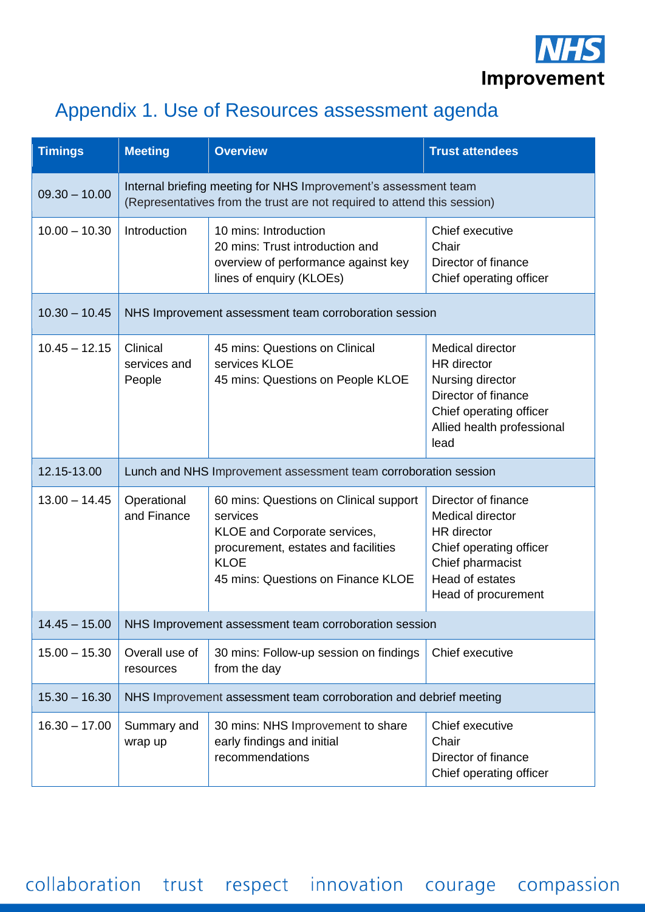# Appendix 1. Use of Resources assessment agenda

| Timings | Meeting | Overview | Trust attendees |
|---|---|---|---|
| 09.30 – 10.00 | Internal briefing meeting for NHS Improvement's assessment team (Representatives from the trust are not required to attend this session) | | |
| 10.00 – 10.30 | Introduction | 10 mins: Introduction<br>20 mins: Trust introduction and overview of performance against key lines of enquiry (KLOEs) | Chief executive<br>Chair<br>Director of finance<br>Chief operating officer |
| 10.30 – 10.45 | NHS Improvement assessment team corroboration session | | |
| 10.45 – 12.15 | Clinical services and People | 45 mins: Questions on Clinical services KLOE<br>45 mins: Questions on People KLOE | Medical director<br>HR director<br>Nursing director<br>Director of finance<br>Chief operating officer<br>Allied health professional lead |
| 12.15-13.00 | Lunch and NHS Improvement assessment team corroboration session | | |
| 13.00 – 14.45 | Operational and Finance | 60 mins: Questions on Clinical support services KLOE and Corporate services, procurement, estates and facilities KLOE<br>45 mins: Questions on Finance KLOE | Director of finance<br>Medical director<br>HR director<br>Chief operating officer<br>Chief pharmacist<br>Head of estates<br>Head of procurement |
| 14.45 – 15.00 | NHS Improvement assessment team corroboration session | | |
| 15.00 – 15.30 | Overall use of resources | 30 mins: Follow-up session on findings from the day | Chief executive |
| 15.30 – 16.30 | NHS Improvement assessment team corroboration and debrief meeting | | |
| 16.30 – 17.00 | Summary and wrap up | 30 mins: NHS Improvement to share early findings and initial recommendations | Chief executive<br>Chair<br>Director of finance<br>Chief operating officer |